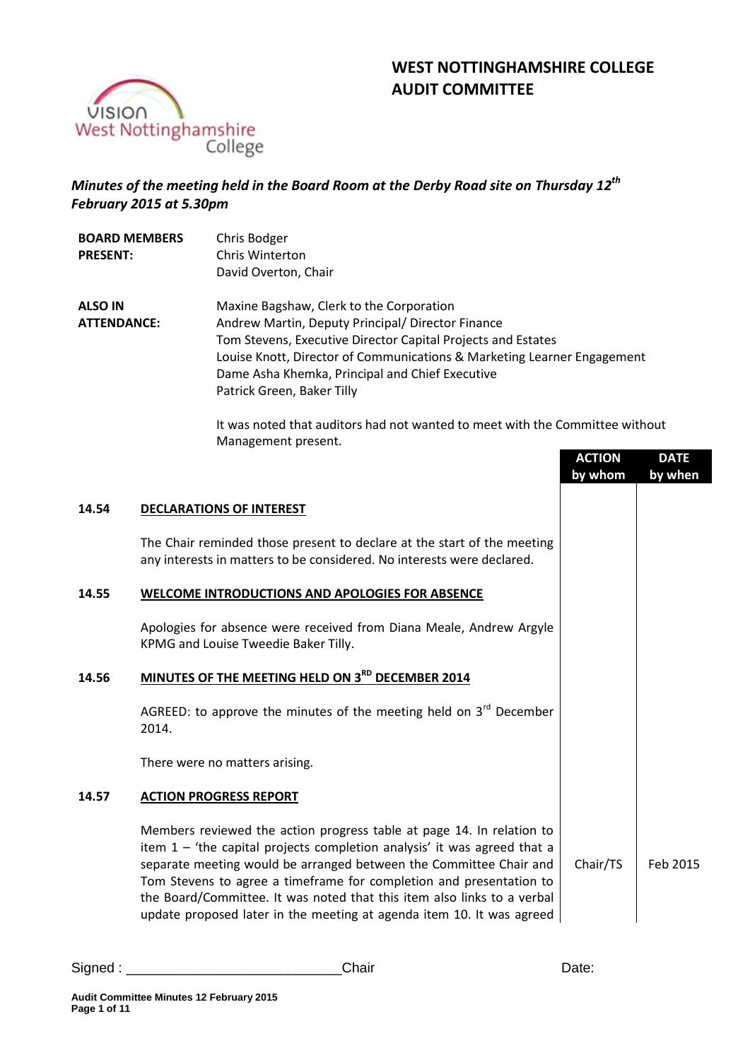# WEST NOTTINGHAMSHIRE COLLEGE AUDIT COMMITTEE

*Minutes of the meeting held in the Board Room at the Derby Road site on Thursday 12th February 2015 at 5.30pm*

**BOARD MEMBERS PRESENT:**
Chris Bodger
Chris Winterton
David Overton, Chair

**ALSO IN ATTENDANCE:**
Maxine Bagshaw, Clerk to the Corporation
Andrew Martin, Deputy Principal/ Director Finance
Tom Stevens, Executive Director Capital Projects and Estates
Louise Knott, Director of Communications & Marketing Learner Engagement
Dame Asha Khemka, Principal and Chief Executive
Patrick Green, Baker Tilly

It was noted that auditors had not wanted to meet with the Committee without Management present.

| | | ACTION by whom | DATE by when |
|---|---|---|---|
| **14.54** | **DECLARATIONS OF INTEREST** | | |
| | The Chair reminded those present to declare at the start of the meeting any interests in matters to be considered. No interests were declared. | | |
| **14.55** | **WELCOME INTRODUCTIONS AND APOLOGIES FOR ABSENCE** | | |
| | Apologies for absence were received from Diana Meale, Andrew Argyle KPMG and Louise Tweedie Baker Tilly. | | |
| **14.56** | **MINUTES OF THE MEETING HELD ON 3RD DECEMBER 2014** | | |
| | AGREED: to approve the minutes of the meeting held on 3rd December 2014. | | |
| | There were no matters arising. | | |
| **14.57** | **ACTION PROGRESS REPORT** | | |
| | Members reviewed the action progress table at page 14. In relation to item 1 – 'the capital projects completion analysis' it was agreed that a separate meeting would be arranged between the Committee Chair and Tom Stevens to agree a timeframe for completion and presentation to the Board/Committee. It was noted that this item also links to a verbal update proposed later in the meeting at agenda item 10. It was agreed | Chair/TS | Feb 2015 |

Signed : ___________________________Chair Date: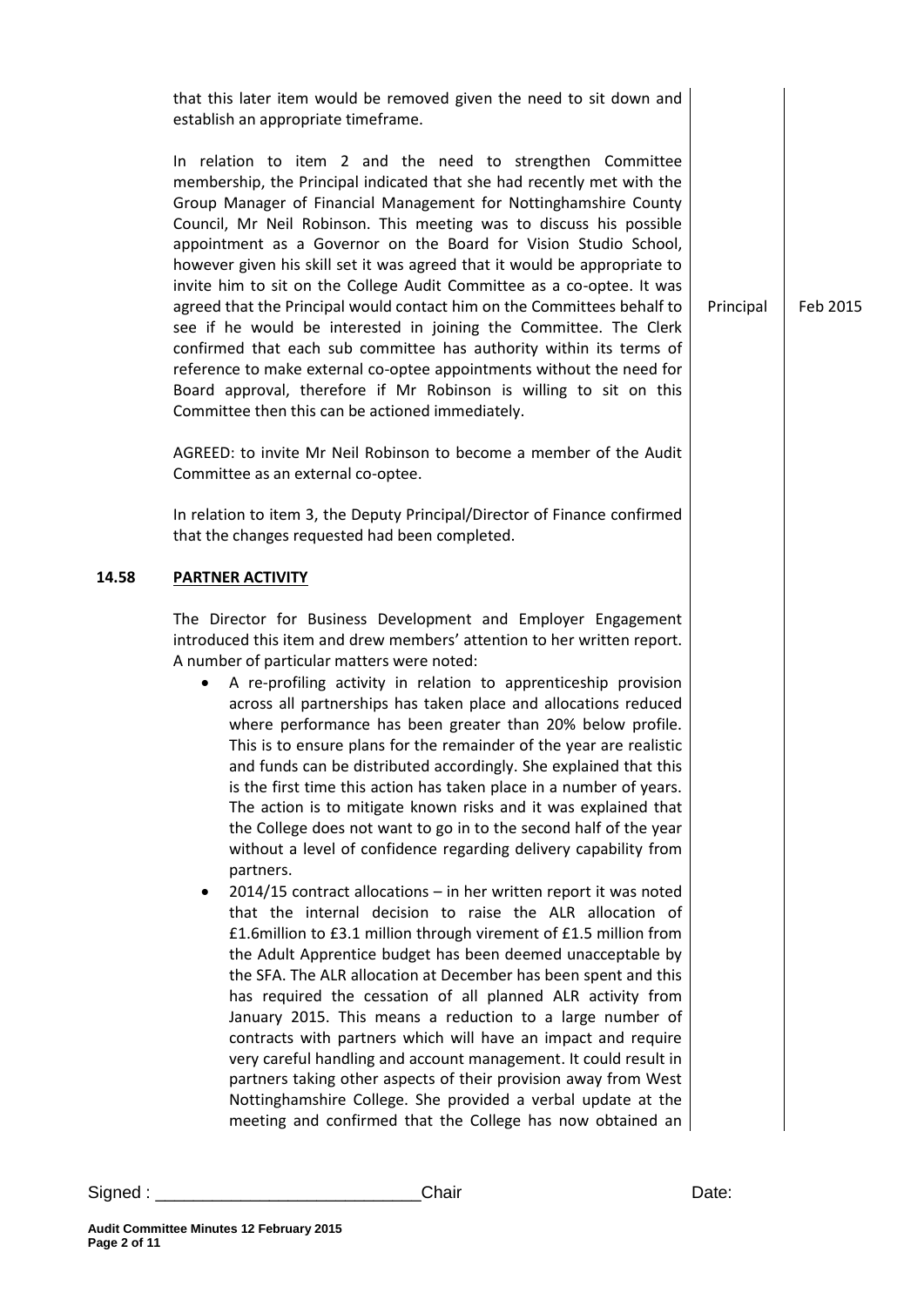that this later item would be removed given the need to sit down and establish an appropriate timeframe.

In relation to item 2 and the need to strengthen Committee membership, the Principal indicated that she had recently met with the Group Manager of Financial Management for Nottinghamshire County Council, Mr Neil Robinson. This meeting was to discuss his possible appointment as a Governor on the Board for Vision Studio School, however given his skill set it was agreed that it would be appropriate to invite him to sit on the College Audit Committee as a co-optee. It was agreed that the Principal would contact him on the Committees behalf to see if he would be interested in joining the Committee. The Clerk confirmed that each sub committee has authority within its terms of reference to make external co-optee appointments without the need for Board approval, therefore if Mr Robinson is willing to sit on this Committee then this can be actioned immediately. — **Principal** — **Feb 2015**

AGREED: to invite Mr Neil Robinson to become a member of the Audit Committee as an external co-optee.

In relation to item 3, the Deputy Principal/Director of Finance confirmed that the changes requested had been completed.

## 14.58 PARTNER ACTIVITY

The Director for Business Development and Employer Engagement introduced this item and drew members' attention to her written report. A number of particular matters were noted:

- A re-profiling activity in relation to apprenticeship provision across all partnerships has taken place and allocations reduced where performance has been greater than 20% below profile. This is to ensure plans for the remainder of the year are realistic and funds can be distributed accordingly. She explained that this is the first time this action has taken place in a number of years. The action is to mitigate known risks and it was explained that the College does not want to go in to the second half of the year without a level of confidence regarding delivery capability from partners.
- 2014/15 contract allocations – in her written report it was noted that the internal decision to raise the ALR allocation of £1.6million to £3.1 million through virement of £1.5 million from the Adult Apprentice budget has been deemed unacceptable by the SFA. The ALR allocation at December has been spent and this has required the cessation of all planned ALR activity from January 2015. This means a reduction to a large number of contracts with partners which will have an impact and require very careful handling and account management. It could result in partners taking other aspects of their provision away from West Nottinghamshire College. She provided a verbal update at the meeting and confirmed that the College has now obtained an

Signed : ___________________________Chair Date: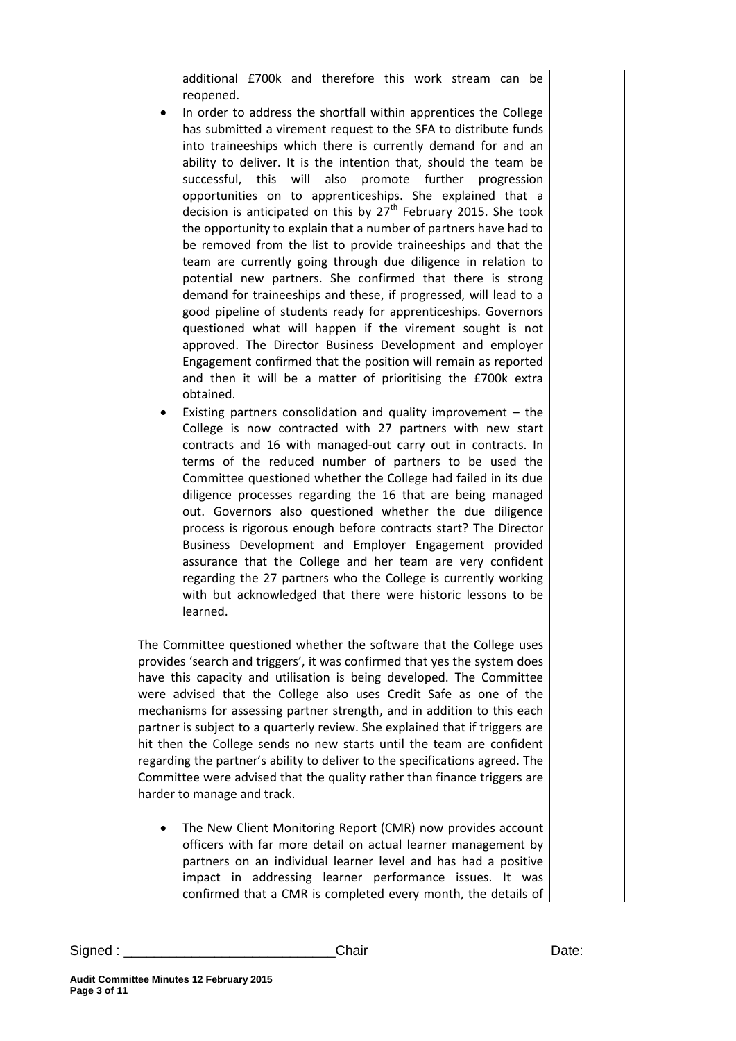additional £700k and therefore this work stream can be reopened.

- In order to address the shortfall within apprentices the College has submitted a virement request to the SFA to distribute funds into traineeships which there is currently demand for and an ability to deliver. It is the intention that, should the team be successful, this will also promote further progression opportunities on to apprenticeships. She explained that a decision is anticipated on this by 27th February 2015. She took the opportunity to explain that a number of partners have had to be removed from the list to provide traineeships and that the team are currently going through due diligence in relation to potential new partners. She confirmed that there is strong demand for traineeships and these, if progressed, will lead to a good pipeline of students ready for apprenticeships. Governors questioned what will happen if the virement sought is not approved. The Director Business Development and employer Engagement confirmed that the position will remain as reported and then it will be a matter of prioritising the £700k extra obtained.
- Existing partners consolidation and quality improvement – the College is now contracted with 27 partners with new start contracts and 16 with managed-out carry out in contracts. In terms of the reduced number of partners to be used the Committee questioned whether the College had failed in its due diligence processes regarding the 16 that are being managed out. Governors also questioned whether the due diligence process is rigorous enough before contracts start? The Director Business Development and Employer Engagement provided assurance that the College and her team are very confident regarding the 27 partners who the College is currently working with but acknowledged that there were historic lessons to be learned.

The Committee questioned whether the software that the College uses provides 'search and triggers', it was confirmed that yes the system does have this capacity and utilisation is being developed. The Committee were advised that the College also uses Credit Safe as one of the mechanisms for assessing partner strength, and in addition to this each partner is subject to a quarterly review. She explained that if triggers are hit then the College sends no new starts until the team are confident regarding the partner's ability to deliver to the specifications agreed. The Committee were advised that the quality rather than finance triggers are harder to manage and track.

- The New Client Monitoring Report (CMR) now provides account officers with far more detail on actual learner management by partners on an individual learner level and has had a positive impact in addressing learner performance issues. It was confirmed that a CMR is completed every month, the details of

Signed : ___________________________ Chair Date: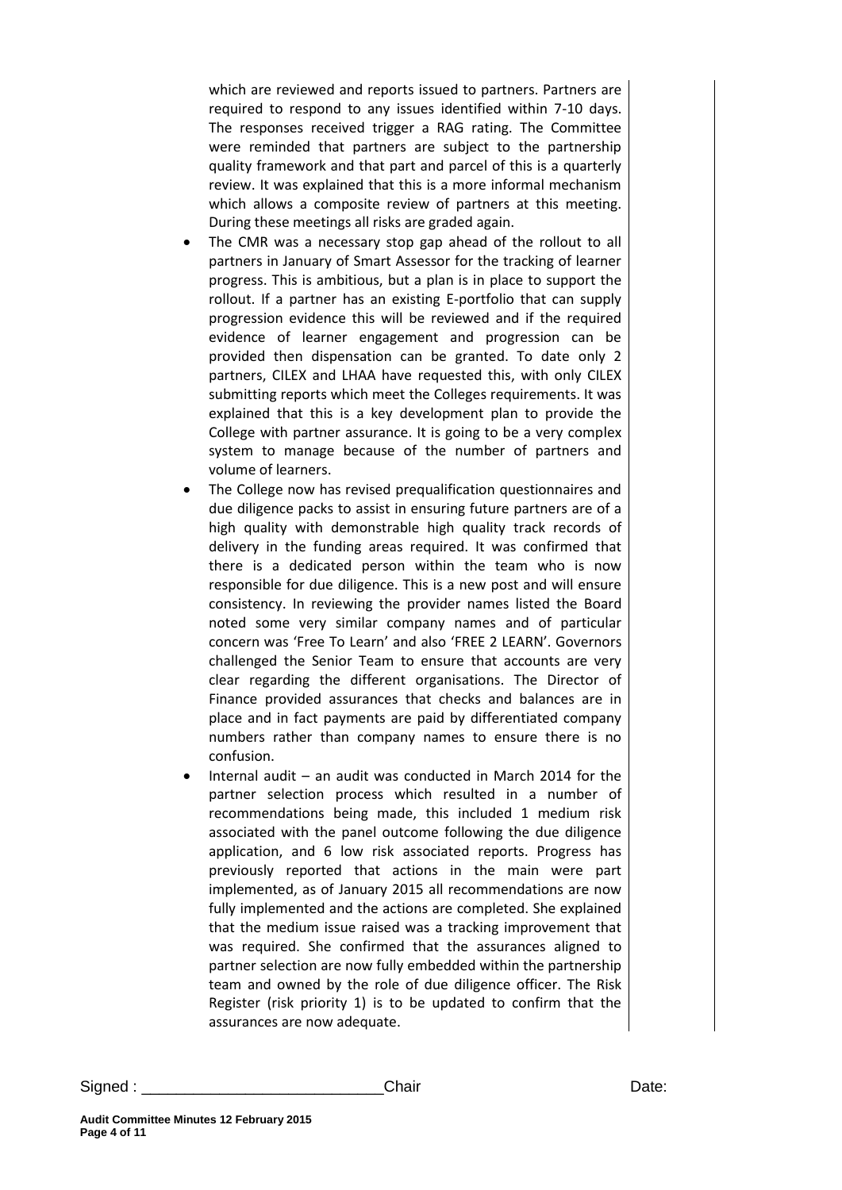which are reviewed and reports issued to partners. Partners are required to respond to any issues identified within 7-10 days. The responses received trigger a RAG rating. The Committee were reminded that partners are subject to the partnership quality framework and that part and parcel of this is a quarterly review. It was explained that this is a more informal mechanism which allows a composite review of partners at this meeting. During these meetings all risks are graded again.

- The CMR was a necessary stop gap ahead of the rollout to all partners in January of Smart Assessor for the tracking of learner progress. This is ambitious, but a plan is in place to support the rollout. If a partner has an existing E-portfolio that can supply progression evidence this will be reviewed and if the required evidence of learner engagement and progression can be provided then dispensation can be granted. To date only 2 partners, CILEX and LHAA have requested this, with only CILEX submitting reports which meet the Colleges requirements. It was explained that this is a key development plan to provide the College with partner assurance. It is going to be a very complex system to manage because of the number of partners and volume of learners.
- The College now has revised prequalification questionnaires and due diligence packs to assist in ensuring future partners are of a high quality with demonstrable high quality track records of delivery in the funding areas required. It was confirmed that there is a dedicated person within the team who is now responsible for due diligence. This is a new post and will ensure consistency. In reviewing the provider names listed the Board noted some very similar company names and of particular concern was 'Free To Learn' and also 'FREE 2 LEARN'. Governors challenged the Senior Team to ensure that accounts are very clear regarding the different organisations. The Director of Finance provided assurances that checks and balances are in place and in fact payments are paid by differentiated company numbers rather than company names to ensure there is no confusion.
- Internal audit – an audit was conducted in March 2014 for the partner selection process which resulted in a number of recommendations being made, this included 1 medium risk associated with the panel outcome following the due diligence application, and 6 low risk associated reports. Progress has previously reported that actions in the main were part implemented, as of January 2015 all recommendations are now fully implemented and the actions are completed. She explained that the medium issue raised was a tracking improvement that was required. She confirmed that the assurances aligned to partner selection are now fully embedded within the partnership team and owned by the role of due diligence officer. The Risk Register (risk priority 1) is to be updated to confirm that the assurances are now adequate.

Signed : ____________________________Chair Date:

**Audit Committee Minutes 12 February 2015**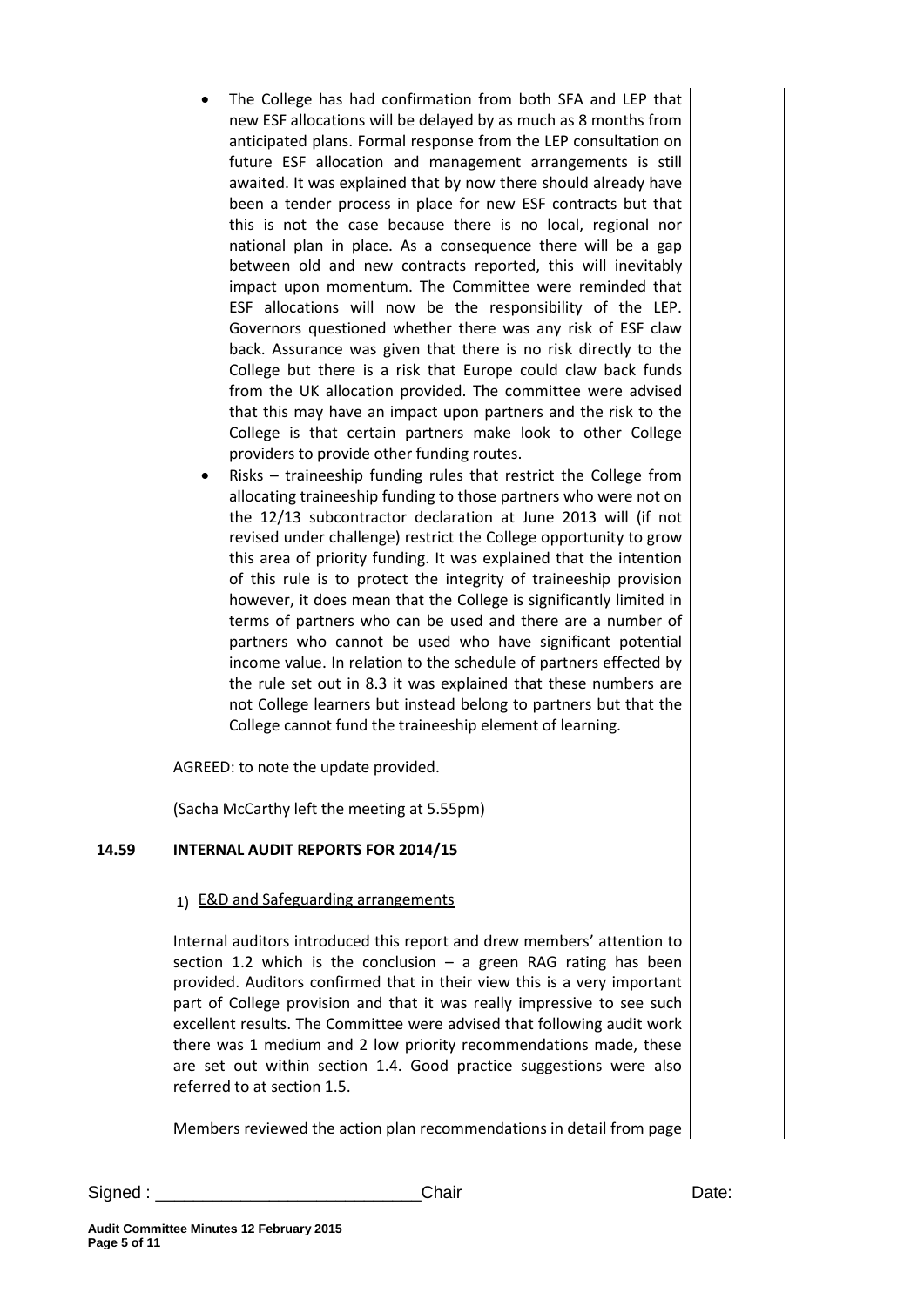- The College has had confirmation from both SFA and LEP that new ESF allocations will be delayed by as much as 8 months from anticipated plans. Formal response from the LEP consultation on future ESF allocation and management arrangements is still awaited. It was explained that by now there should already have been a tender process in place for new ESF contracts but that this is not the case because there is no local, regional nor national plan in place. As a consequence there will be a gap between old and new contracts reported, this will inevitably impact upon momentum. The Committee were reminded that ESF allocations will now be the responsibility of the LEP. Governors questioned whether there was any risk of ESF claw back. Assurance was given that there is no risk directly to the College but there is a risk that Europe could claw back funds from the UK allocation provided. The committee were advised that this may have an impact upon partners and the risk to the College is that certain partners make look to other College providers to provide other funding routes.
- Risks – traineeship funding rules that restrict the College from allocating traineeship funding to those partners who were not on the 12/13 subcontractor declaration at June 2013 will (if not revised under challenge) restrict the College opportunity to grow this area of priority funding. It was explained that the intention of this rule is to protect the integrity of traineeship provision however, it does mean that the College is significantly limited in terms of partners who can be used and there are a number of partners who cannot be used who have significant potential income value. In relation to the schedule of partners effected by the rule set out in 8.3 it was explained that these numbers are not College learners but instead belong to partners but that the College cannot fund the traineeship element of learning.

AGREED: to note the update provided.

(Sacha McCarthy left the meeting at 5.55pm)

## 14.59 INTERNAL AUDIT REPORTS FOR 2014/15

1) E&D and Safeguarding arrangements

Internal auditors introduced this report and drew members' attention to section 1.2 which is the conclusion – a green RAG rating has been provided. Auditors confirmed that in their view this is a very important part of College provision and that it was really impressive to see such excellent results. The Committee were advised that following audit work there was 1 medium and 2 low priority recommendations made, these are set out within section 1.4. Good practice suggestions were also referred to at section 1.5.

Members reviewed the action plan recommendations in detail from page

Signed : ___________________________Chair Date: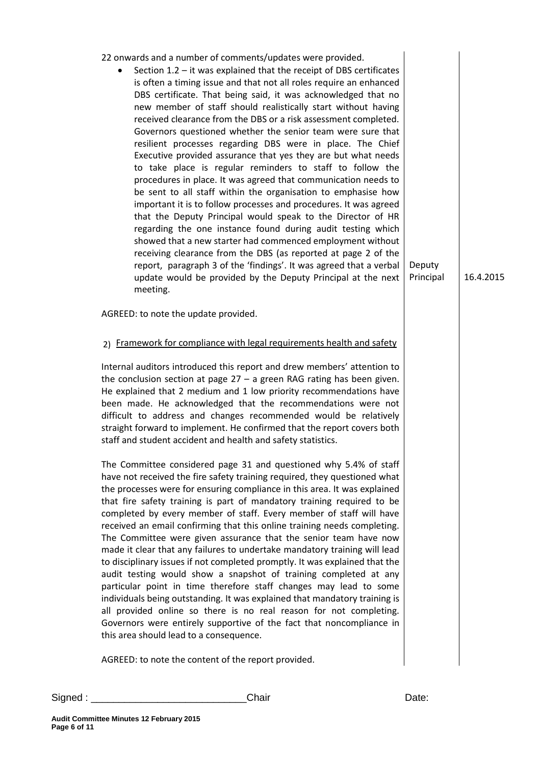22 onwards and a number of comments/updates were provided.

- Section 1.2 – it was explained that the receipt of DBS certificates is often a timing issue and that not all roles require an enhanced DBS certificate. That being said, it was acknowledged that no new member of staff should realistically start without having received clearance from the DBS or a risk assessment completed. Governors questioned whether the senior team were sure that resilient processes regarding DBS were in place. The Chief Executive provided assurance that yes they are but what needs to take place is regular reminders to staff to follow the procedures in place. It was agreed that communication needs to be sent to all staff within the organisation to emphasise how important it is to follow processes and procedures. It was agreed that the Deputy Principal would speak to the Director of HR regarding the one instance found during audit testing which showed that a new starter had commenced employment without receiving clearance from the DBS (as reported at page 2 of the report, paragraph 3 of the 'findings'. It was agreed that a verbal update would be provided by the Deputy Principal at the next meeting. | Deputy Principal | 16.4.2015

AGREED: to note the update provided.

2) <u>Framework for compliance with legal requirements health and safety</u>

Internal auditors introduced this report and drew members' attention to the conclusion section at page 27 – a green RAG rating has been given. He explained that 2 medium and 1 low priority recommendations have been made. He acknowledged that the recommendations were not difficult to address and changes recommended would be relatively straight forward to implement. He confirmed that the report covers both staff and student accident and health and safety statistics.

The Committee considered page 31 and questioned why 5.4% of staff have not received the fire safety training required, they questioned what the processes were for ensuring compliance in this area. It was explained that fire safety training is part of mandatory training required to be completed by every member of staff. Every member of staff will have received an email confirming that this online training needs completing. The Committee were given assurance that the senior team have now made it clear that any failures to undertake mandatory training will lead to disciplinary issues if not completed promptly. It was explained that the audit testing would show a snapshot of training completed at any particular point in time therefore staff changes may lead to some individuals being outstanding. It was explained that mandatory training is all provided online so there is no real reason for not completing. Governors were entirely supportive of the fact that noncompliance in this area should lead to a consequence.

AGREED: to note the content of the report provided.

Signed : ____________________________Chair                                        Date:

**Audit Committee Minutes 12 February 2015**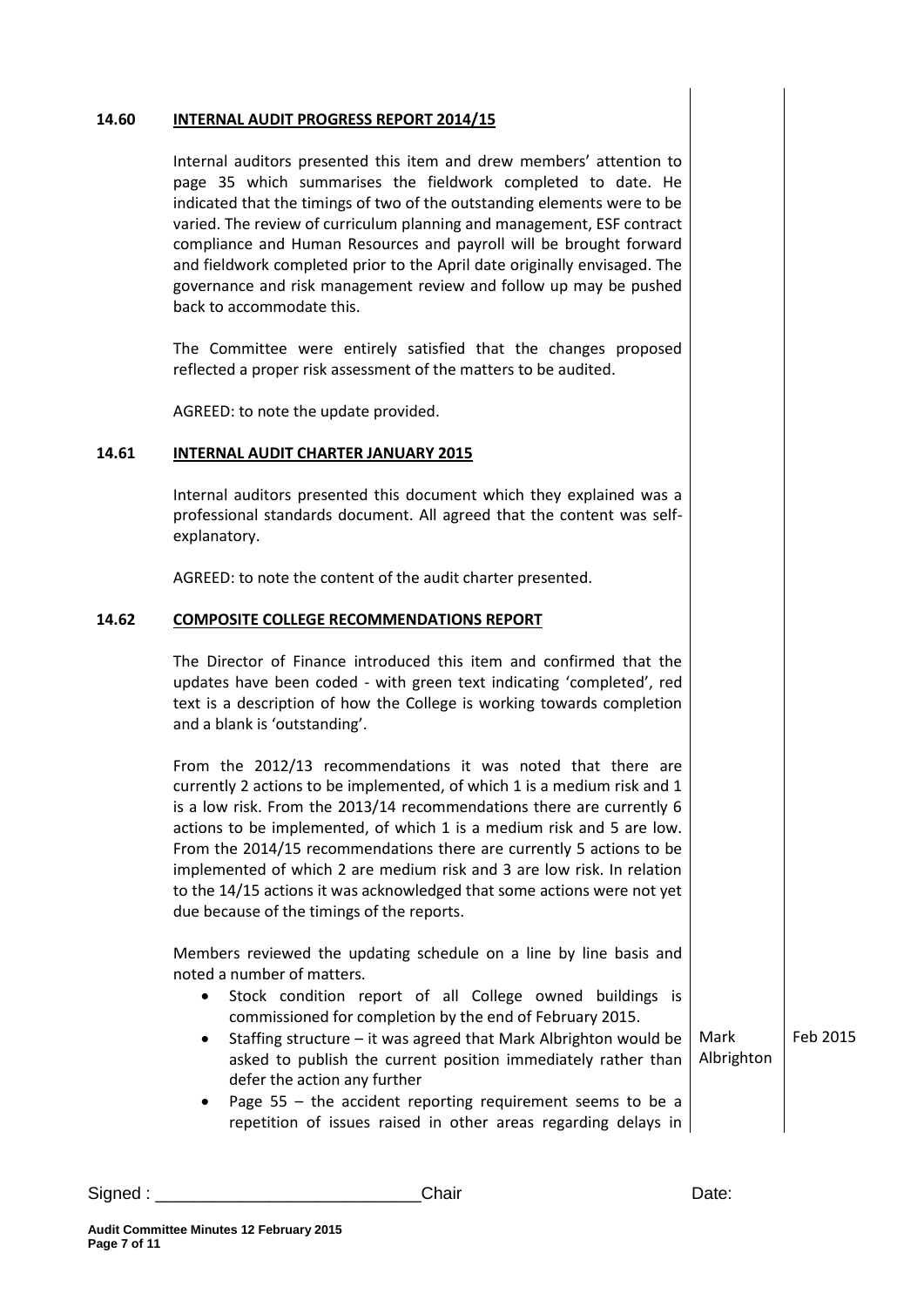## 14.60 INTERNAL AUDIT PROGRESS REPORT 2014/15

Internal auditors presented this item and drew members' attention to page 35 which summarises the fieldwork completed to date. He indicated that the timings of two of the outstanding elements were to be varied. The review of curriculum planning and management, ESF contract compliance and Human Resources and payroll will be brought forward and fieldwork completed prior to the April date originally envisaged. The governance and risk management review and follow up may be pushed back to accommodate this.

The Committee were entirely satisfied that the changes proposed reflected a proper risk assessment of the matters to be audited.

AGREED: to note the update provided.

## 14.61 INTERNAL AUDIT CHARTER JANUARY 2015

Internal auditors presented this document which they explained was a professional standards document. All agreed that the content was self-explanatory.

AGREED: to note the content of the audit charter presented.

## 14.62 COMPOSITE COLLEGE RECOMMENDATIONS REPORT

The Director of Finance introduced this item and confirmed that the updates have been coded - with green text indicating 'completed', red text is a description of how the College is working towards completion and a blank is 'outstanding'.

From the 2012/13 recommendations it was noted that there are currently 2 actions to be implemented, of which 1 is a medium risk and 1 is a low risk. From the 2013/14 recommendations there are currently 6 actions to be implemented, of which 1 is a medium risk and 5 are low. From the 2014/15 recommendations there are currently 5 actions to be implemented of which 2 are medium risk and 3 are low risk. In relation to the 14/15 actions it was acknowledged that some actions were not yet due because of the timings of the reports.

Members reviewed the updating schedule on a line by line basis and noted a number of matters.

- Stock condition report of all College owned buildings is commissioned for completion by the end of February 2015.
- Staffing structure – it was agreed that Mark Albrighton would be asked to publish the current position immediately rather than defer the action any further — **Action: Mark Albrighton, Feb 2015**
- Page 55 – the accident reporting requirement seems to be a repetition of issues raised in other areas regarding delays in

Signed : ___________________________ Chair Date: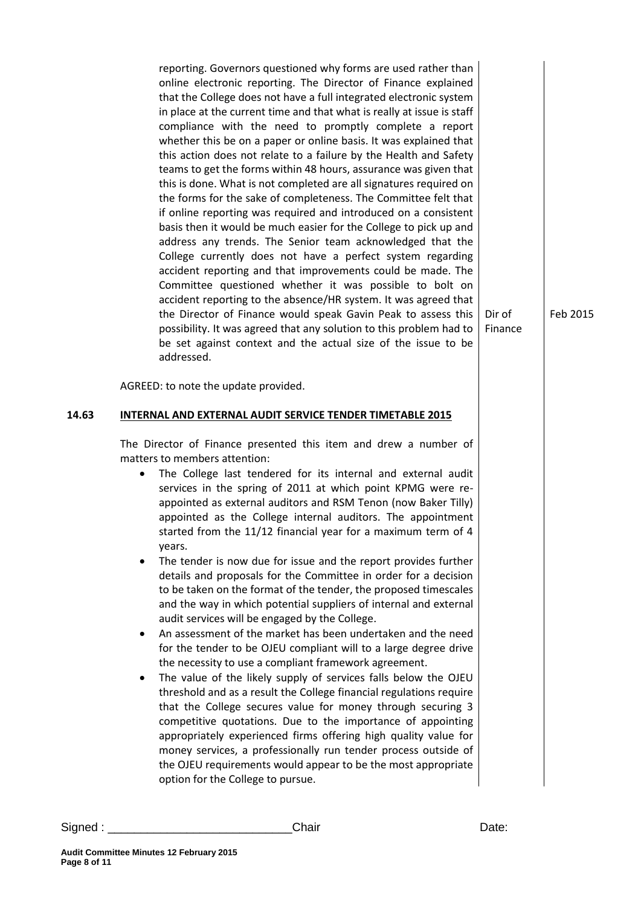reporting. Governors questioned why forms are used rather than online electronic reporting. The Director of Finance explained that the College does not have a full integrated electronic system in place at the current time and that what is really at issue is staff compliance with the need to promptly complete a report whether this be on a paper or online basis. It was explained that this action does not relate to a failure by the Health and Safety teams to get the forms within 48 hours, assurance was given that this is done. What is not completed are all signatures required on the forms for the sake of completeness. The Committee felt that if online reporting was required and introduced on a consistent basis then it would be much easier for the College to pick up and address any trends. The Senior team acknowledged that the College currently does not have a perfect system regarding accident reporting and that improvements could be made. The Committee questioned whether it was possible to bolt on accident reporting to the absence/HR system. It was agreed that the Director of Finance would speak Gavin Peak to assess this possibility. It was agreed that any solution to this problem had to be set against context and the actual size of the issue to be addressed. — **Dir of Finance** — **Feb 2015**

AGREED: to note the update provided.

## 14.63 INTERNAL AND EXTERNAL AUDIT SERVICE TENDER TIMETABLE 2015

The Director of Finance presented this item and drew a number of matters to members attention:

- The College last tendered for its internal and external audit services in the spring of 2011 at which point KPMG were re-appointed as external auditors and RSM Tenon (now Baker Tilly) appointed as the College internal auditors. The appointment started from the 11/12 financial year for a maximum term of 4 years.
- The tender is now due for issue and the report provides further details and proposals for the Committee in order for a decision to be taken on the format of the tender, the proposed timescales and the way in which potential suppliers of internal and external audit services will be engaged by the College.
- An assessment of the market has been undertaken and the need for the tender to be OJEU compliant will to a large degree drive the necessity to use a compliant framework agreement.
- The value of the likely supply of services falls below the OJEU threshold and as a result the College financial regulations require that the College secures value for money through securing 3 competitive quotations. Due to the importance of appointing appropriately experienced firms offering high quality value for money services, a professionally run tender process outside of the OJEU requirements would appear to be the most appropriate option for the College to pursue.

Signed : ___________________________Chair Date:

**Audit Committee Minutes 12 February 2015**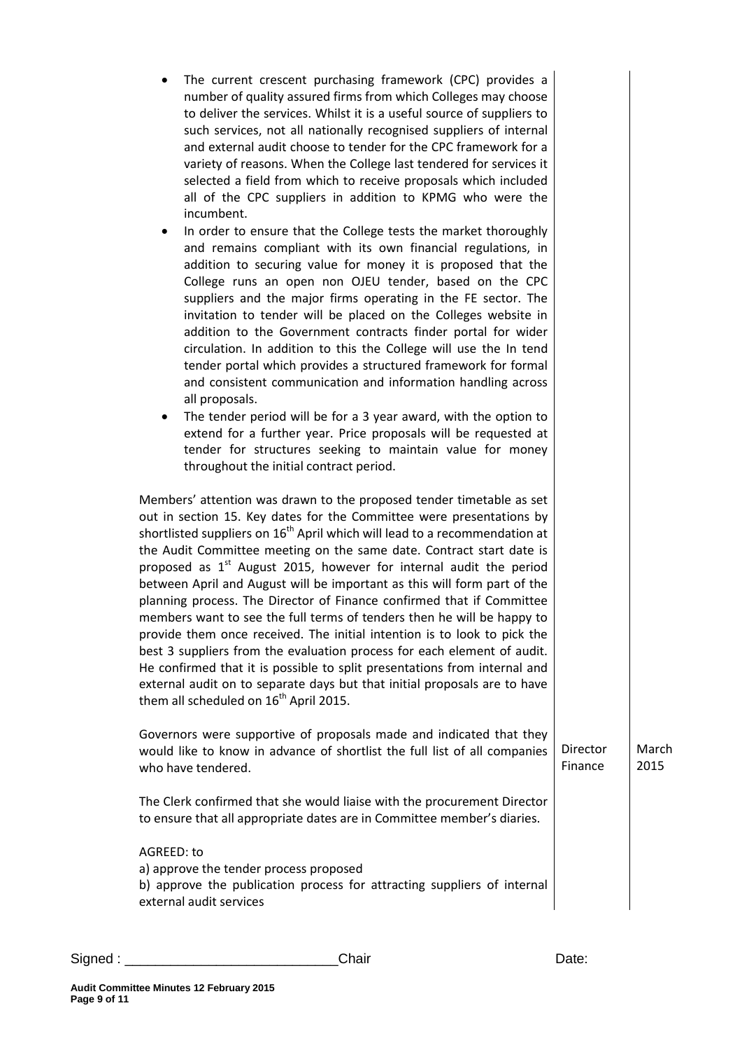- The current crescent purchasing framework (CPC) provides a number of quality assured firms from which Colleges may choose to deliver the services. Whilst it is a useful source of suppliers to such services, not all nationally recognised suppliers of internal and external audit choose to tender for the CPC framework for a variety of reasons. When the College last tendered for services it selected a field from which to receive proposals which included all of the CPC suppliers in addition to KPMG who were the incumbent.
- In order to ensure that the College tests the market thoroughly and remains compliant with its own financial regulations, in addition to securing value for money it is proposed that the College runs an open non OJEU tender, based on the CPC suppliers and the major firms operating in the FE sector. The invitation to tender will be placed on the Colleges website in addition to the Government contracts finder portal for wider circulation. In addition to this the College will use the In tend tender portal which provides a structured framework for formal and consistent communication and information handling across all proposals.
- The tender period will be for a 3 year award, with the option to extend for a further year. Price proposals will be requested at tender for structures seeking to maintain value for money throughout the initial contract period.

Members' attention was drawn to the proposed tender timetable as set out in section 15. Key dates for the Committee were presentations by shortlisted suppliers on 16th April which will lead to a recommendation at the Audit Committee meeting on the same date. Contract start date is proposed as 1st August 2015, however for internal audit the period between April and August will be important as this will form part of the planning process. The Director of Finance confirmed that if Committee members want to see the full terms of tenders then he will be happy to provide them once received. The initial intention is to look to pick the best 3 suppliers from the evaluation process for each element of audit. He confirmed that it is possible to split presentations from internal and external audit on to separate days but that initial proposals are to have them all scheduled on 16th April 2015.

Governors were supportive of proposals made and indicated that they would like to know in advance of shortlist the full list of all companies who have tendered. — **Director Finance** — **March 2015**

The Clerk confirmed that she would liaise with the procurement Director to ensure that all appropriate dates are in Committee member's diaries.

AGREED: to
a) approve the tender process proposed
b) approve the publication process for attracting suppliers of internal external audit services

Signed : ___________________________Chair Date: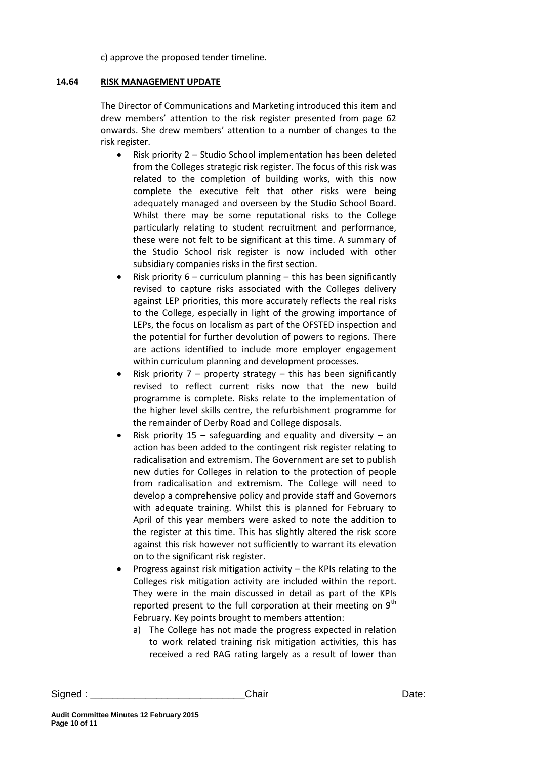c) approve the proposed tender timeline.

## 14.64 RISK MANAGEMENT UPDATE

The Director of Communications and Marketing introduced this item and drew members' attention to the risk register presented from page 62 onwards. She drew members' attention to a number of changes to the risk register.

- Risk priority 2 – Studio School implementation has been deleted from the Colleges strategic risk register. The focus of this risk was related to the completion of building works, with this now complete the executive felt that other risks were being adequately managed and overseen by the Studio School Board. Whilst there may be some reputational risks to the College particularly relating to student recruitment and performance, these were not felt to be significant at this time. A summary of the Studio School risk register is now included with other subsidiary companies risks in the first section.
- Risk priority 6 – curriculum planning – this has been significantly revised to capture risks associated with the Colleges delivery against LEP priorities, this more accurately reflects the real risks to the College, especially in light of the growing importance of LEPs, the focus on localism as part of the OFSTED inspection and the potential for further devolution of powers to regions. There are actions identified to include more employer engagement within curriculum planning and development processes.
- Risk priority 7 – property strategy – this has been significantly revised to reflect current risks now that the new build programme is complete. Risks relate to the implementation of the higher level skills centre, the refurbishment programme for the remainder of Derby Road and College disposals.
- Risk priority 15 – safeguarding and equality and diversity – an action has been added to the contingent risk register relating to radicalisation and extremism. The Government are set to publish new duties for Colleges in relation to the protection of people from radicalisation and extremism. The College will need to develop a comprehensive policy and provide staff and Governors with adequate training. Whilst this is planned for February to April of this year members were asked to note the addition to the register at this time. This has slightly altered the risk score against this risk however not sufficiently to warrant its elevation on to the significant risk register.
- Progress against risk mitigation activity – the KPIs relating to the Colleges risk mitigation activity are included within the report. They were in the main discussed in detail as part of the KPIs reported present to the full corporation at their meeting on 9th February. Key points brought to members attention:
  a) The College has not made the progress expected in relation to work related training risk mitigation activities, this has received a red RAG rating largely as a result of lower than

Signed : ___________________________Chair Date: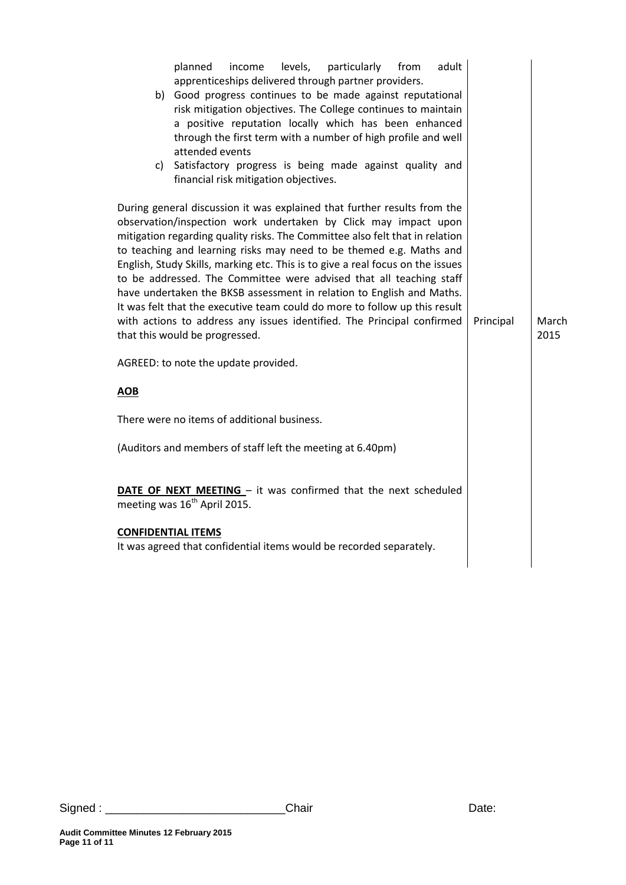planned income levels, particularly from adult apprenticeships delivered through partner providers.

b) Good progress continues to be made against reputational risk mitigation objectives. The College continues to maintain a positive reputation locally which has been enhanced through the first term with a number of high profile and well attended events

c) Satisfactory progress is being made against quality and financial risk mitigation objectives.

During general discussion it was explained that further results from the observation/inspection work undertaken by Click may impact upon mitigation regarding quality risks. The Committee also felt that in relation to teaching and learning risks may need to be themed e.g. Maths and English, Study Skills, marking etc. This is to give a real focus on the issues to be addressed. The Committee were advised that all teaching staff have undertaken the BKSB assessment in relation to English and Maths. It was felt that the executive team could do more to follow up this result with actions to address any issues identified. The Principal confirmed that this would be progressed.

| | | |
|---|---|---|
| Action: follow up BKSB assessment result with actions to address any issues identified | Principal | March 2015 |

AGREED: to note the update provided.

**AOB**

There were no items of additional business.

(Auditors and members of staff left the meeting at 6.40pm)

**DATE OF NEXT MEETING** – it was confirmed that the next scheduled meeting was 16th April 2015.

**CONFIDENTIAL ITEMS**

It was agreed that confidential items would be recorded separately.

Signed : ___________________________Chair Date: